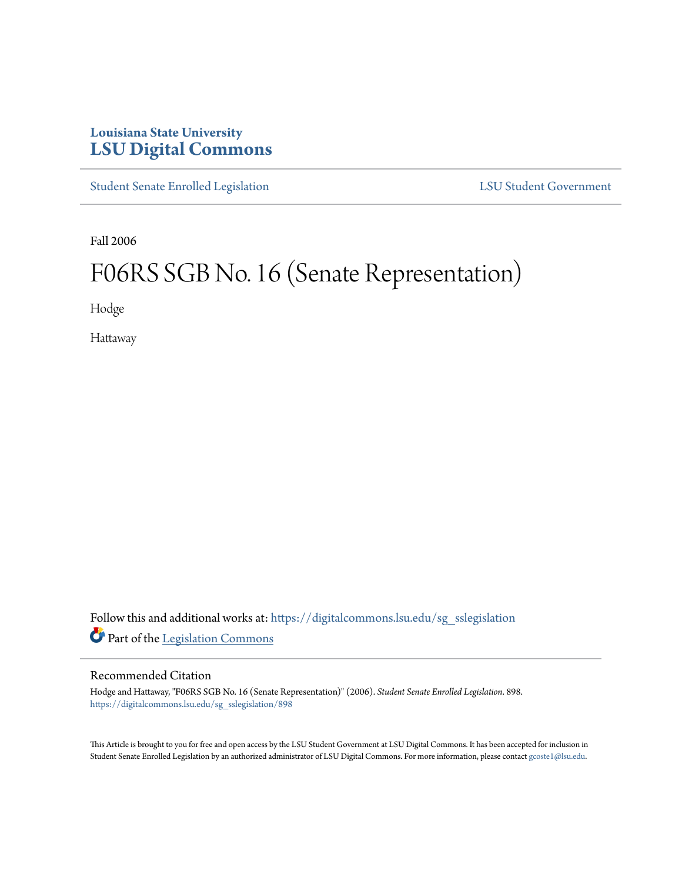Louisiana State University

# LSU Digital Commons

Student Senate Enrolled Legislation | LSU Student Government

Fall 2006

# F06RS SGB No. 16 (Senate Representation)

Hodge

Hattaway

Follow this and additional works at: https://digitalcommons.lsu.edu/sg_sslegislation

Part of the Legislation Commons

## Recommended Citation

Hodge and Hattaway, "F06RS SGB No. 16 (Senate Representation)" (2006). *Student Senate Enrolled Legislation*. 898.
https://digitalcommons.lsu.edu/sg_sslegislation/898

This Article is brought to you for free and open access by the LSU Student Government at LSU Digital Commons. It has been accepted for inclusion in Student Senate Enrolled Legislation by an authorized administrator of LSU Digital Commons. For more information, please contact gcoste1@lsu.edu.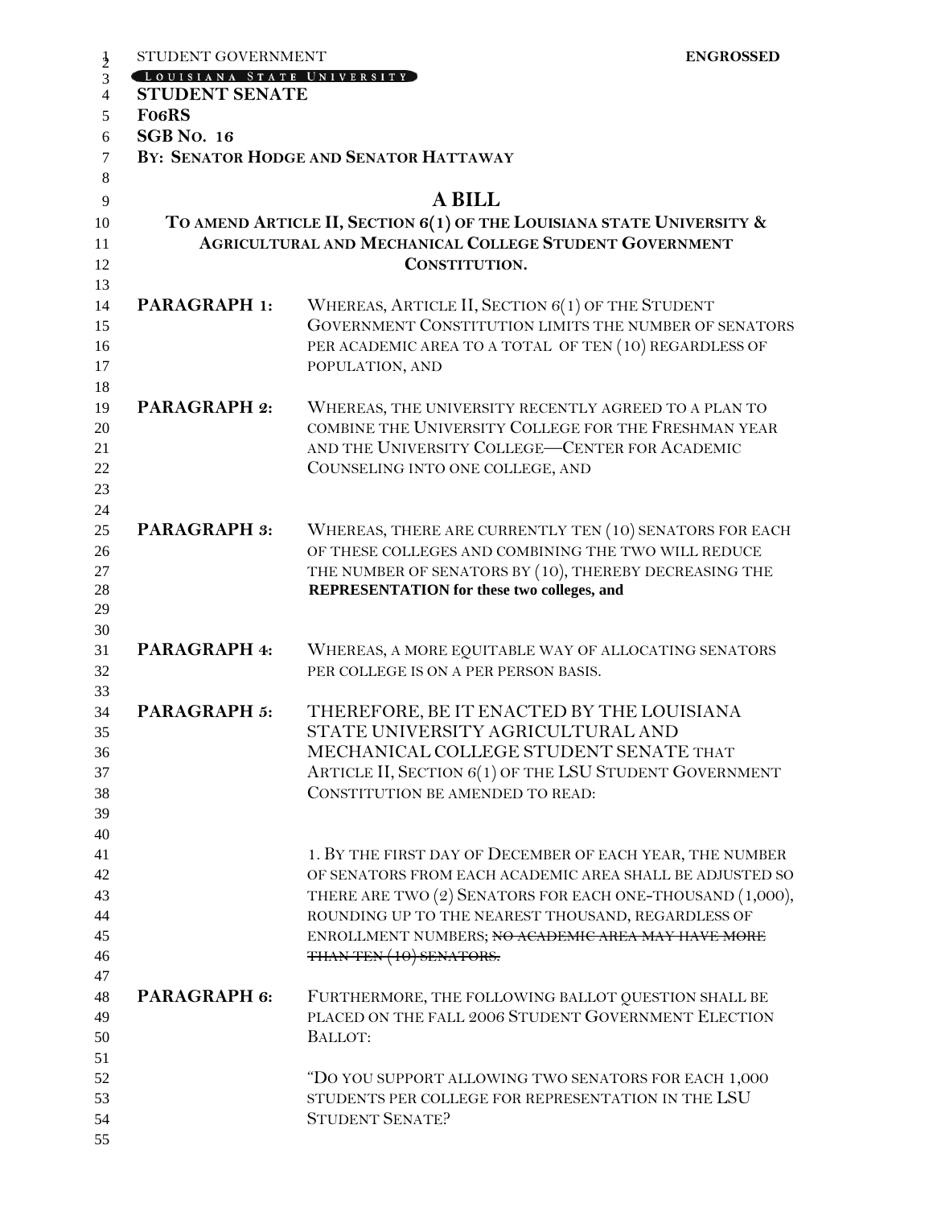STUDENT GOVERNMENT **ENGROSSED**

LOUISIANA STATE UNIVERSITY

**STUDENT SENATE**

**F06RS**

**SGB NO. 16**

**BY: SENATOR HODGE AND SENATOR HATTAWAY**

# A BILL

**TO AMEND ARTICLE II, SECTION 6(1) OF THE LOUISIANA STATE UNIVERSITY & AGRICULTURAL AND MECHANICAL COLLEGE STUDENT GOVERNMENT CONSTITUTION.**

**PARAGRAPH 1:** WHEREAS, ARTICLE II, SECTION 6(1) OF THE STUDENT GOVERNMENT CONSTITUTION LIMITS THE NUMBER OF SENATORS PER ACADEMIC AREA TO A TOTAL OF TEN (10) REGARDLESS OF POPULATION, AND

**PARAGRAPH 2:** WHEREAS, THE UNIVERSITY RECENTLY AGREED TO A PLAN TO COMBINE THE UNIVERSITY COLLEGE FOR THE FRESHMAN YEAR AND THE UNIVERSITY COLLEGE—CENTER FOR ACADEMIC COUNSELING INTO ONE COLLEGE, AND

**PARAGRAPH 3:** WHEREAS, THERE ARE CURRENTLY TEN (10) SENATORS FOR EACH OF THESE COLLEGES AND COMBINING THE TWO WILL REDUCE THE NUMBER OF SENATORS BY (10), THEREBY DECREASING THE **REPRESENTATION for these two colleges, and**

**PARAGRAPH 4:** WHEREAS, A MORE EQUITABLE WAY OF ALLOCATING SENATORS PER COLLEGE IS ON A PER PERSON BASIS.

**PARAGRAPH 5:** THEREFORE, BE IT ENACTED BY THE LOUISIANA STATE UNIVERSITY AGRICULTURAL AND MECHANICAL COLLEGE STUDENT SENATE THAT ARTICLE II, SECTION 6(1) OF THE LSU STUDENT GOVERNMENT CONSTITUTION BE AMENDED TO READ:

1. BY THE FIRST DAY OF DECEMBER OF EACH YEAR, THE NUMBER OF SENATORS FROM EACH ACADEMIC AREA SHALL BE ADJUSTED SO THERE ARE TWO (2) SENATORS FOR EACH ONE-THOUSAND (1,000), ROUNDING UP TO THE NEAREST THOUSAND, REGARDLESS OF ENROLLMENT NUMBERS; ~~NO ACADEMIC AREA MAY HAVE MORE THAN TEN (10) SENATORS.~~

**PARAGRAPH 6:** FURTHERMORE, THE FOLLOWING BALLOT QUESTION SHALL BE PLACED ON THE FALL 2006 STUDENT GOVERNMENT ELECTION BALLOT:

"DO YOU SUPPORT ALLOWING TWO SENATORS FOR EACH 1,000 STUDENTS PER COLLEGE FOR REPRESENTATION IN THE LSU STUDENT SENATE?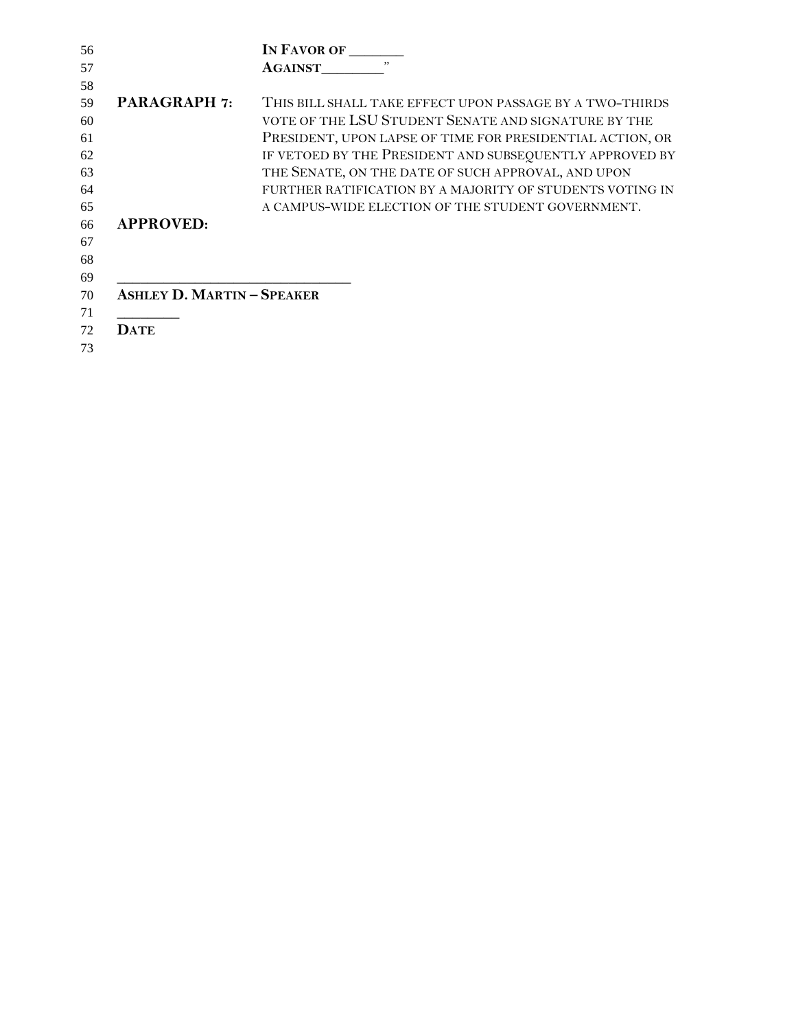In Favor of _______

Against________"

**PARAGRAPH 7:** This bill shall take effect upon passage by a two-thirds vote of the LSU Student Senate and signature by the President, upon lapse of time for presidential action, or if vetoed by the President and subsequently approved by the Senate, on the date of such approval, and upon further ratification by a majority of students voting in a campus-wide election of the student government.

**APPROVED:**

______________________________

**Ashley D. Martin – Speaker**

________

**Date**